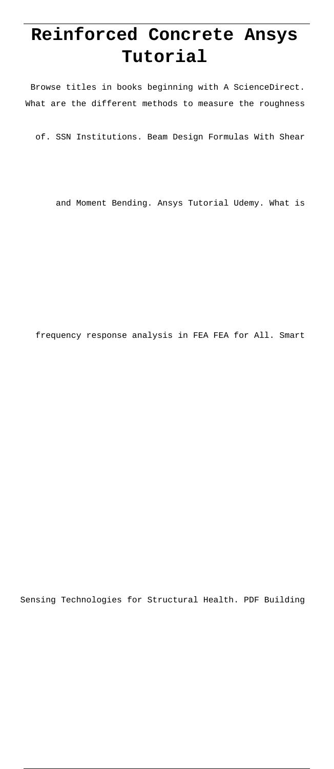# Reinforced Concrete Ansys Tutorial

Browse titles in books beginning with A ScienceDirect. What are the different methods to measure the roughness of. SSN Institutions. Beam Design Formulas With Shear and Moment Bending. Ansys Tutorial Udemy. What is frequency response analysis in FEA FEA for All. Smart Sensing Technologies for Structural Health. PDF Building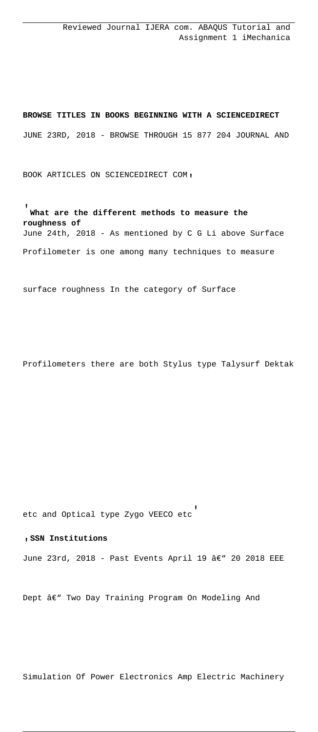Reviewed Journal IJERA com. ABAQUS Tutorial and Assignment 1 iMechanica

**BROWSE TITLES IN BOOKS BEGINNING WITH A SCIENCEDIRECT**

JUNE 23RD, 2018 - BROWSE THROUGH 15 877 204 JOURNAL AND BOOK ARTICLES ON SCIENCEDIRECT COM'

'**What are the different methods to measure the roughness of**

June 24th, 2018 - As mentioned by C G Li above Surface Profilometer is one among many techniques to measure surface roughness In the category of Surface Profilometers there are both Stylus type Talysurf Dektak etc and Optical type Zygo VEECO etc'

'**SSN Institutions**

June 23rd, 2018 - Past Events April 19 â€" 20 2018 EEE Dept â€" Two Day Training Program On Modeling And Simulation Of Power Electronics Amp Electric Machinery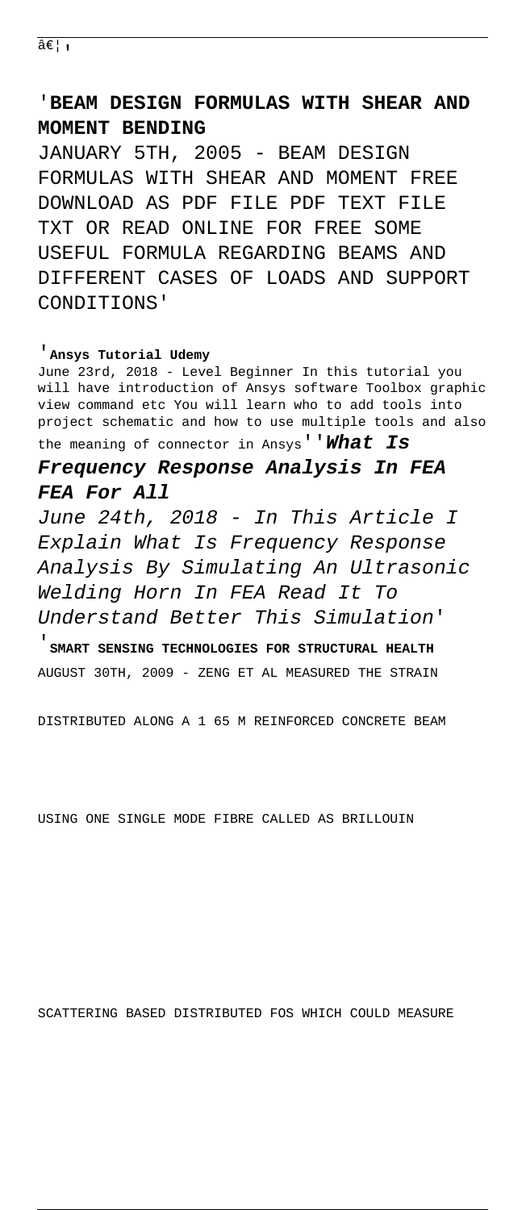â€¦'

## 'BEAM DESIGN FORMULAS WITH SHEAR AND MOMENT BENDING

JANUARY 5TH, 2005 - BEAM DESIGN FORMULAS WITH SHEAR AND MOMENT FREE DOWNLOAD AS PDF FILE PDF TEXT FILE TXT OR READ ONLINE FOR FREE SOME USEFUL FORMULA REGARDING BEAMS AND DIFFERENT CASES OF LOADS AND SUPPORT CONDITIONS'

'**Ansys Tutorial Udemy**

June 23rd, 2018 - Level Beginner In this tutorial you will have introduction of Ansys software Toolbox graphic view command etc You will learn who to add tools into project schematic and how to use multiple tools and also the meaning of connector in Ansys''***What Is Frequency Response Analysis In FEA FEA For All***

*June 24th, 2018 - In This Article I Explain What Is Frequency Response Analysis By Simulating An Ultrasonic Welding Horn In FEA Read It To Understand Better This Simulation*'

'**SMART SENSING TECHNOLOGIES FOR STRUCTURAL HEALTH**

AUGUST 30TH, 2009 - ZENG ET AL MEASURED THE STRAIN DISTRIBUTED ALONG A 1 65 M REINFORCED CONCRETE BEAM USING ONE SINGLE MODE FIBRE CALLED AS BRILLOUIN SCATTERING BASED DISTRIBUTED FOS WHICH COULD MEASURE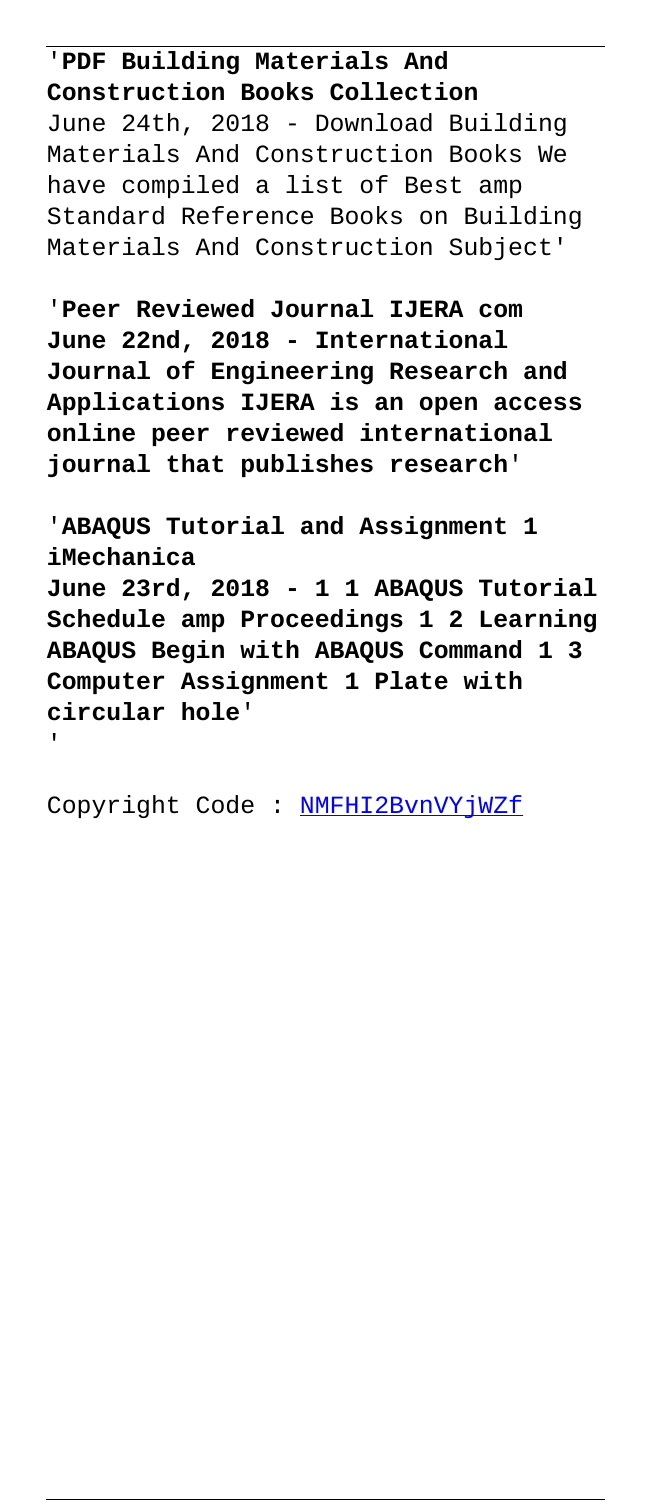'**PDF Building Materials And Construction Books Collection**
June 24th, 2018 - Download Building Materials And Construction Books We have compiled a list of Best amp Standard Reference Books on Building Materials And Construction Subject'

'**Peer Reviewed Journal IJERA com June 22nd, 2018 - International Journal of Engineering Research and Applications IJERA is an open access online peer reviewed international journal that publishes research**'

'**ABAQUS Tutorial and Assignment 1 iMechanica June 23rd, 2018 - 1 1 ABAQUS Tutorial Schedule amp Proceedings 1 2 Learning ABAQUS Begin with ABAQUS Command 1 3 Computer Assignment 1 Plate with circular hole**'
'

Copyright Code : NMFHI2BvnVYjWZf